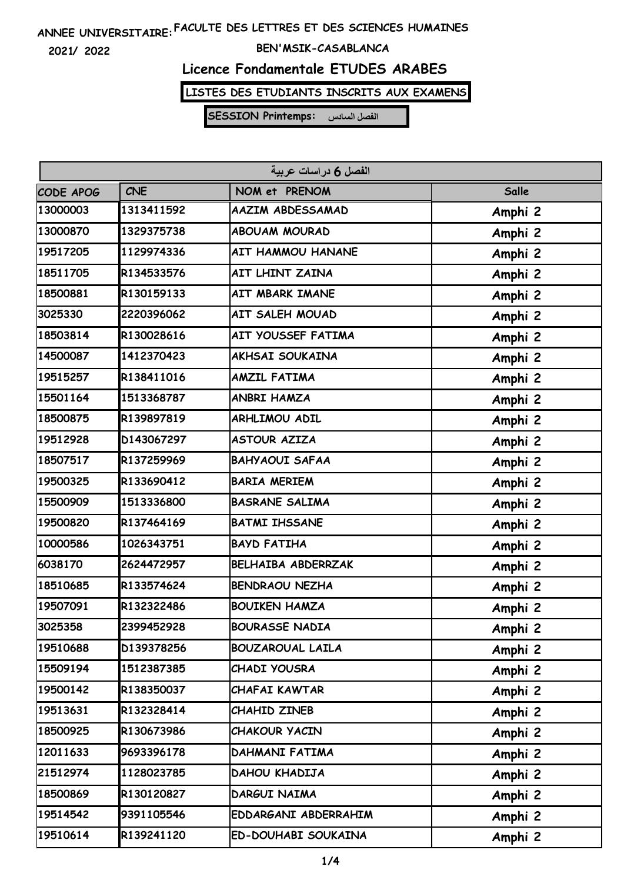ANNEE UNIVERSITAIRE: FACULTE DES LETTRES ET DES SCIENCES HUMAINES

2021/ 2022

BEN'MSIK-CASABLANCA

# Licence Fondamentale ETUDES ARABES

**LISTES DES ETUDIANTS INSCRITS AUX EXAMENS**

**SESSION Printemps: الفصل السادس**

| الفصل 6 دراسات عربية | | | |
|---|---|---|---|
| CODE APOG | CNE | NOM et PRENOM | Salle |
| 13000003 | 1313411592 | AAZIM ABDESSAMAD | Amphi 2 |
| 13000870 | 1329375738 | ABOUAM MOURAD | Amphi 2 |
| 19517205 | 1129974336 | AIT HAMMOU HANANE | Amphi 2 |
| 18511705 | R134533576 | AIT LHINT ZAINA | Amphi 2 |
| 18500881 | R130159133 | AIT MBARK IMANE | Amphi 2 |
| 3025330 | 2220396062 | AIT SALEH MOUAD | Amphi 2 |
| 18503814 | R130028616 | AIT YOUSSEF FATIMA | Amphi 2 |
| 14500087 | 1412370423 | AKHSAI SOUKAINA | Amphi 2 |
| 19515257 | R138411016 | AMZIL FATIMA | Amphi 2 |
| 15501164 | 1513368787 | ANBRI HAMZA | Amphi 2 |
| 18500875 | R139897819 | ARHLIMOU ADIL | Amphi 2 |
| 19512928 | D143067297 | ASTOUR AZIZA | Amphi 2 |
| 18507517 | R137259969 | BAHYAOUI SAFAA | Amphi 2 |
| 19500325 | R133690412 | BARIA MERIEM | Amphi 2 |
| 15500909 | 1513336800 | BASRANE SALIMA | Amphi 2 |
| 19500820 | R137464169 | BATMI IHSSANE | Amphi 2 |
| 10000586 | 1026343751 | BAYD FATIHA | Amphi 2 |
| 6038170 | 2624472957 | BELHAIBA ABDERRZAK | Amphi 2 |
| 18510685 | R133574624 | BENDRAOU NEZHA | Amphi 2 |
| 19507091 | R132322486 | BOUIKEN HAMZA | Amphi 2 |
| 3025358 | 2399452928 | BOURASSE NADIA | Amphi 2 |
| 19510688 | D139378256 | BOUZAROUAL LAILA | Amphi 2 |
| 15509194 | 1512387385 | CHADI YOUSRA | Amphi 2 |
| 19500142 | R138350037 | CHAFAI KAWTAR | Amphi 2 |
| 19513631 | R132328414 | CHAHID ZINEB | Amphi 2 |
| 18500925 | R130673986 | CHAKOUR YACIN | Amphi 2 |
| 12011633 | 9693396178 | DAHMANI FATIMA | Amphi 2 |
| 21512974 | 1128023785 | DAHOU KHADIJA | Amphi 2 |
| 18500869 | R130120827 | DARGUI NAIMA | Amphi 2 |
| 19514542 | 9391105546 | EDDARGANI ABDERRAHIM | Amphi 2 |
| 19510614 | R139241120 | ED-DOUHABI SOUKAINA | Amphi 2 |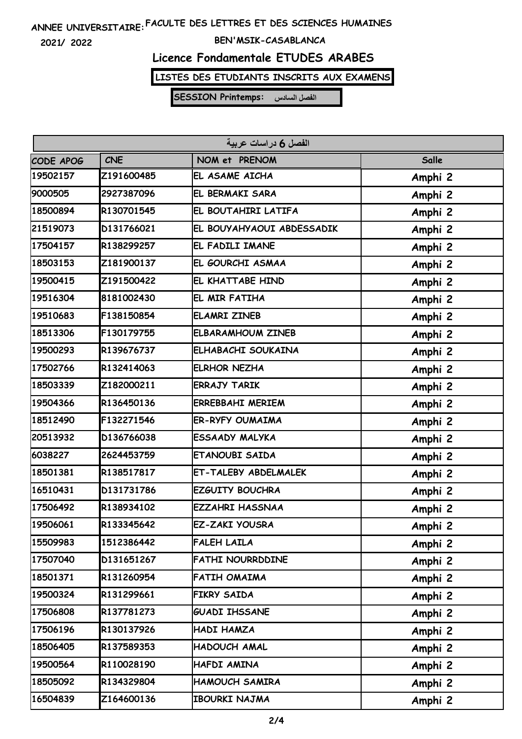ANNEE UNIVERSITAIRE: FACULTE DES LETTRES ET DES SCIENCES HUMAINES

2021/ 2022

BEN'MSIK-CASABLANCA

## Licence Fondamentale ETUDES ARABES

**LISTES DES ETUDIANTS INSCRITS AUX EXAMENS**

**SESSION Printemps: الفصل السادس**

| الفصل 6 دراسات عربية | | | |
|---|---|---|---|
| CODE APOG | CNE | NOM et PRENOM | Salle |
| 19502157 | Z191600485 | EL ASAME AICHA | Amphi 2 |
| 9000505 | 2927387096 | EL BERMAKI SARA | Amphi 2 |
| 18500894 | R130701545 | EL BOUTAHIRI LATIFA | Amphi 2 |
| 21519073 | D131766021 | EL BOUYAHYAOUI ABDESSADIK | Amphi 2 |
| 17504157 | R138299257 | EL FADILI IMANE | Amphi 2 |
| 18503153 | Z181900137 | EL GOURCHI ASMAA | Amphi 2 |
| 19500415 | Z191500422 | EL KHATTABE HIND | Amphi 2 |
| 19516304 | 8181002430 | EL MIR FATIHA | Amphi 2 |
| 19510683 | F138150854 | ELAMRI ZINEB | Amphi 2 |
| 18513306 | F130179755 | ELBARAMHOUM ZINEB | Amphi 2 |
| 19500293 | R139676737 | ELHABACHI SOUKAINA | Amphi 2 |
| 17502766 | R132414063 | ELRHOR NEZHA | Amphi 2 |
| 18503339 | Z182000211 | ERRAJY TARIK | Amphi 2 |
| 19504366 | R136450136 | ERREBBAHI MERIEM | Amphi 2 |
| 18512490 | F132271546 | ER-RYFY OUMAIMA | Amphi 2 |
| 20513932 | D136766038 | ESSAADY MALYKA | Amphi 2 |
| 6038227 | 2624453759 | ETANOUBI SAIDA | Amphi 2 |
| 18501381 | R138517817 | ET-TALEBY ABDELMALEK | Amphi 2 |
| 16510431 | D131731786 | EZGUITY BOUCHRA | Amphi 2 |
| 17506492 | R138934102 | EZZAHRI HASSNAA | Amphi 2 |
| 19506061 | R133345642 | EZ-ZAKI YOUSRA | Amphi 2 |
| 15509983 | 1512386442 | FALEH LAILA | Amphi 2 |
| 17507040 | D131651267 | FATHI NOURRDDINE | Amphi 2 |
| 18501371 | R131260954 | FATIH OMAIMA | Amphi 2 |
| 19500324 | R131299661 | FIKRY SAIDA | Amphi 2 |
| 17506808 | R137781273 | GUADI IHSSANE | Amphi 2 |
| 17506196 | R130137926 | HADI HAMZA | Amphi 2 |
| 18506405 | R137589353 | HADOUCH AMAL | Amphi 2 |
| 19500564 | R110028190 | HAFDI AMINA | Amphi 2 |
| 18505092 | R134329804 | HAMOUCH SAMIRA | Amphi 2 |
| 16504839 | Z164600136 | IBOURKI NAJMA | Amphi 2 |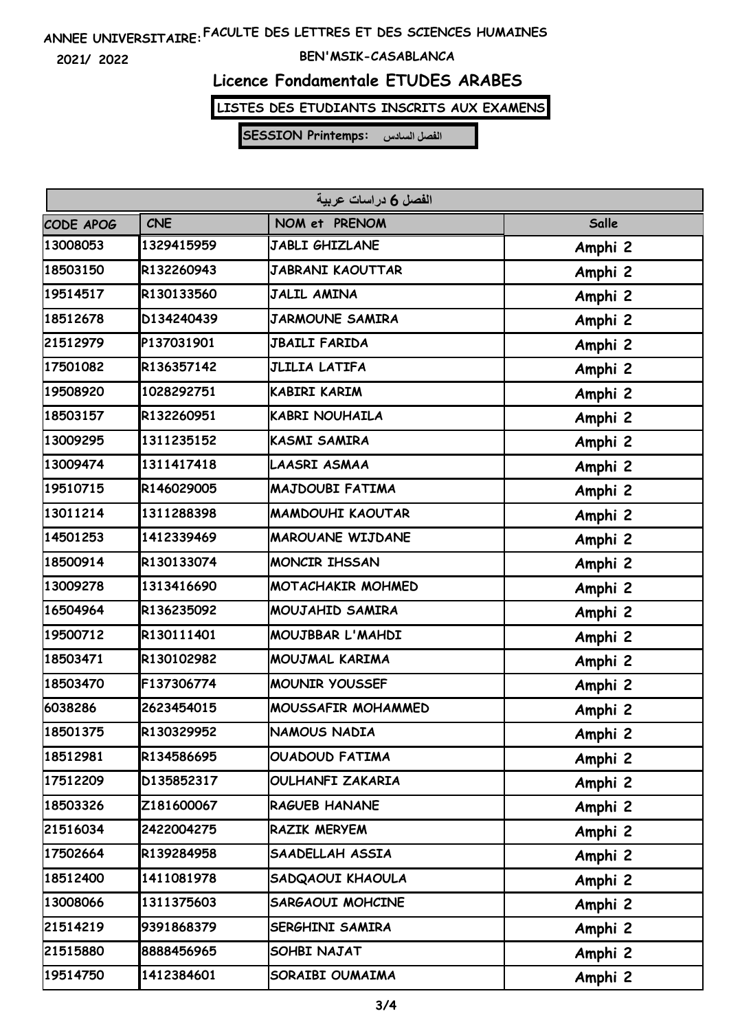ANNEE UNIVERSITAIRE: FACULTE DES LETTRES ET DES SCIENCES HUMAINES

2021/ 2022 BEN'MSIK-CASABLANCA

# Licence Fondamentale ETUDES ARABES

**LISTES DES ETUDIANTS INSCRITS AUX EXAMENS**

**SESSION Printemps: الفصل السادس**

| الفصل 6 دراسات عربية | | | |
|---|---|---|---|
| CODE APOG | CNE | NOM et PRENOM | Salle |
| 13008053 | 1329415959 | JABLI GHIZLANE | Amphi 2 |
| 18503150 | R132260943 | JABRANI KAOUTTAR | Amphi 2 |
| 19514517 | R130133560 | JALIL AMINA | Amphi 2 |
| 18512678 | D134240439 | JARMOUNE SAMIRA | Amphi 2 |
| 21512979 | P137031901 | JBAILI FARIDA | Amphi 2 |
| 17501082 | R136357142 | JLILIA LATIFA | Amphi 2 |
| 19508920 | 1028292751 | KABIRI KARIM | Amphi 2 |
| 18503157 | R132260951 | KABRI NOUHAILA | Amphi 2 |
| 13009295 | 1311235152 | KASMI SAMIRA | Amphi 2 |
| 13009474 | 1311417418 | LAASRI ASMAA | Amphi 2 |
| 19510715 | R146029005 | MAJDOUBI FATIMA | Amphi 2 |
| 13011214 | 1311288398 | MAMDOUHI KAOUTAR | Amphi 2 |
| 14501253 | 1412339469 | MAROUANE WIJDANE | Amphi 2 |
| 18500914 | R130133074 | MONCIR IHSSAN | Amphi 2 |
| 13009278 | 1313416690 | MOTACHAKIR MOHMED | Amphi 2 |
| 16504964 | R136235092 | MOUJAHID SAMIRA | Amphi 2 |
| 19500712 | R130111401 | MOUJBBAR L'MAHDI | Amphi 2 |
| 18503471 | R130102982 | MOUJMAL KARIMA | Amphi 2 |
| 18503470 | F137306774 | MOUNIR YOUSSEF | Amphi 2 |
| 6038286 | 2623454015 | MOUSSAFIR MOHAMMED | Amphi 2 |
| 18501375 | R130329952 | NAMOUS NADIA | Amphi 2 |
| 18512981 | R134586695 | OUADOUD FATIMA | Amphi 2 |
| 17512209 | D135852317 | OULHANFI ZAKARIA | Amphi 2 |
| 18503326 | Z181600067 | RAGUEB HANANE | Amphi 2 |
| 21516034 | 2422004275 | RAZIK MERYEM | Amphi 2 |
| 17502664 | R139284958 | SAADELLAH ASSIA | Amphi 2 |
| 18512400 | 1411081978 | SADQAOUI KHAOULA | Amphi 2 |
| 13008066 | 1311375603 | SARGAOUI MOHCINE | Amphi 2 |
| 21514219 | 9391868379 | SERGHINI SAMIRA | Amphi 2 |
| 21515880 | 8888456965 | SOHBI NAJAT | Amphi 2 |
| 19514750 | 1412384601 | SORAIBI OUMAIMA | Amphi 2 |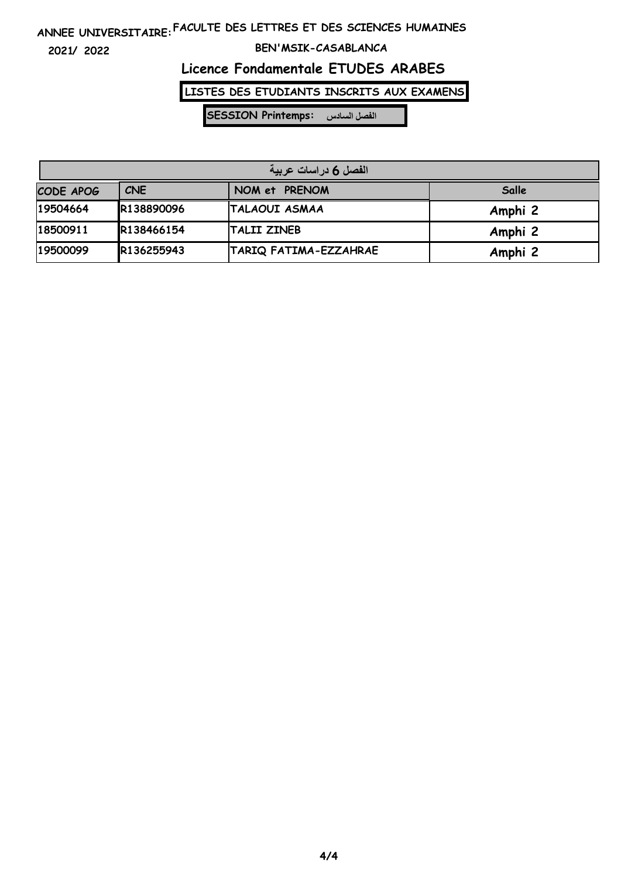ANNEE UNIVERSITAIRE: FACULTE DES LETTRES ET DES SCIENCES HUMAINES

2021/ 2022

BEN'MSIK-CASABLANCA

# Licence Fondamentale ETUDES ARABES

**LISTES DES ETUDIANTS INSCRITS AUX EXAMENS**

**SESSION Printemps: الفصل السادس**

| الفصل 6 دراسات عربية | | | |
|---|---|---|---|
| CODE APOG | CNE | NOM et PRENOM | Salle |
| 19504664 | R138890096 | TALAOUI ASMAA | Amphi 2 |
| 18500911 | R138466154 | TALII ZINEB | Amphi 2 |
| 19500099 | R136255943 | TARIQ FATIMA-EZZAHRAE | Amphi 2 |